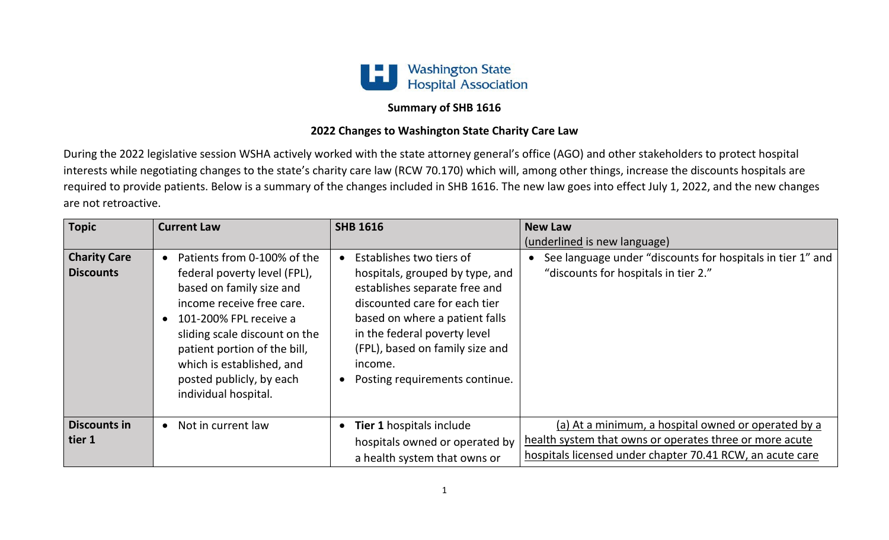Washington State Hospital Association

**Summary of SHB 1616**

**2022 Changes to Washington State Charity Care Law**

During the 2022 legislative session WSHA actively worked with the state attorney general's office (AGO) and other stakeholders to protect hospital interests while negotiating changes to the state's charity care law (RCW 70.170) which will, among other things, increase the discounts hospitals are required to provide patients. Below is a summary of the changes included in SHB 1616. The new law goes into effect July 1, 2022, and the new changes are not retroactive.

| Topic | Current Law | SHB 1616 | New Law (<u>underlined</u> is new language) |
|---|---|---|---|
| **Charity Care Discounts** | • Patients from 0-100% of the federal poverty level (FPL), based on family size and income receive free care.<br>• 101-200% FPL receive a sliding scale discount on the patient portion of the bill, which is established, and posted publicly, by each individual hospital. | • Establishes two tiers of hospitals, grouped by type, and establishes separate free and discounted care for each tier based on where a patient falls in the federal poverty level (FPL), based on family size and income.<br>• Posting requirements continue. | • See language under "discounts for hospitals in tier 1" and "discounts for hospitals in tier 2." |
| **Discounts in tier 1** | • Not in current law | • **Tier 1** hospitals include hospitals owned or operated by a health system that owns or | <u>(a) At a minimum, a hospital owned or operated by a health system that owns or operates three or more acute hospitals licensed under chapter 70.41 RCW, an acute care</u> |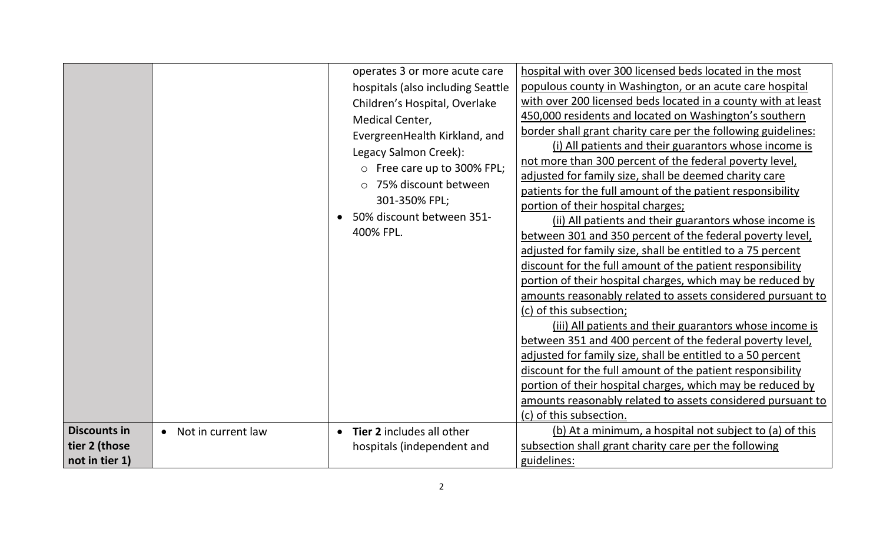| | | | |
|---|---|---|---|
| | | operates 3 or more acute care hospitals (also including Seattle Children's Hospital, Overlake Medical Center, EvergreenHealth Kirkland, and Legacy Salmon Creek):<br>○ Free care up to 300% FPL;<br>○ 75% discount between 301-350% FPL;<br>• 50% discount between 351-400% FPL. | <u>hospital with over 300 licensed beds located in the most populous county in Washington, or an acute care hospital with over 200 licensed beds located in a county with at least 450,000 residents and located on Washington's southern border shall grant charity care per the following guidelines:</u><br><u>(i) All patients and their guarantors whose income is not more than 300 percent of the federal poverty level, adjusted for family size, shall be deemed charity care patients for the full amount of the patient responsibility portion of their hospital charges;</u><br><u>(ii) All patients and their guarantors whose income is between 301 and 350 percent of the federal poverty level, adjusted for family size, shall be entitled to a 75 percent discount for the full amount of the patient responsibility portion of their hospital charges, which may be reduced by amounts reasonably related to assets considered pursuant to (c) of this subsection;</u><br><u>(iii) All patients and their guarantors whose income is between 351 and 400 percent of the federal poverty level, adjusted for family size, shall be entitled to a 50 percent discount for the full amount of the patient responsibility portion of their hospital charges, which may be reduced by amounts reasonably related to assets considered pursuant to (c) of this subsection.</u> |
| **Discounts in tier 2 (those not in tier 1)** | • Not in current law | • **Tier 2** includes all other hospitals (independent and | <u>(b) At a minimum, a hospital not subject to (a) of this subsection shall grant charity care per the following guidelines:</u> |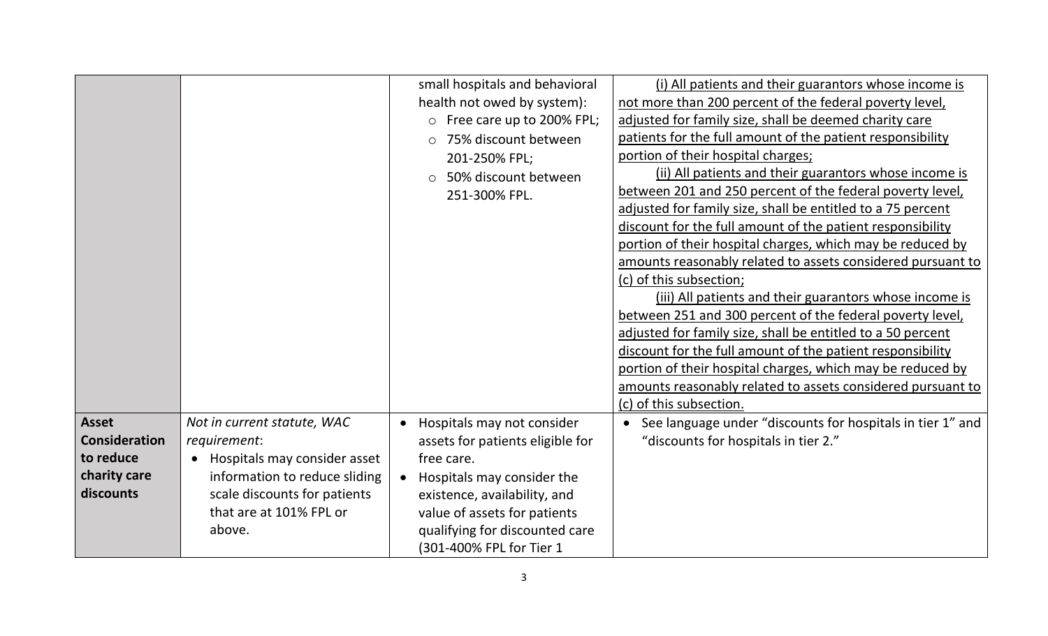| | | | |
|---|---|---|---|
| | | small hospitals and behavioral health not owed by system):<br>○ Free care up to 200% FPL;<br>○ 75% discount between 201-250% FPL;<br>○ 50% discount between 251-300% FPL. | <u>(i) All patients and their guarantors whose income is not more than 200 percent of the federal poverty level, adjusted for family size, shall be deemed charity care patients for the full amount of the patient responsibility portion of their hospital charges;</u><br><u>(ii) All patients and their guarantors whose income is between 201 and 250 percent of the federal poverty level, adjusted for family size, shall be entitled to a 75 percent discount for the full amount of the patient responsibility portion of their hospital charges, which may be reduced by amounts reasonably related to assets considered pursuant to (c) of this subsection;</u><br><u>(iii) All patients and their guarantors whose income is between 251 and 300 percent of the federal poverty level, adjusted for family size, shall be entitled to a 50 percent discount for the full amount of the patient responsibility portion of their hospital charges, which may be reduced by amounts reasonably related to assets considered pursuant to (c) of this subsection.</u> |
| **Asset Consideration to reduce charity care discounts** | *Not in current statute, WAC requirement*:<br>• Hospitals may consider asset information to reduce sliding scale discounts for patients that are at 101% FPL or above. | • Hospitals may not consider assets for patients eligible for free care.<br>• Hospitals may consider the existence, availability, and value of assets for patients qualifying for discounted care (301-400% FPL for Tier 1 | • See language under "discounts for hospitals in tier 1" and "discounts for hospitals in tier 2." |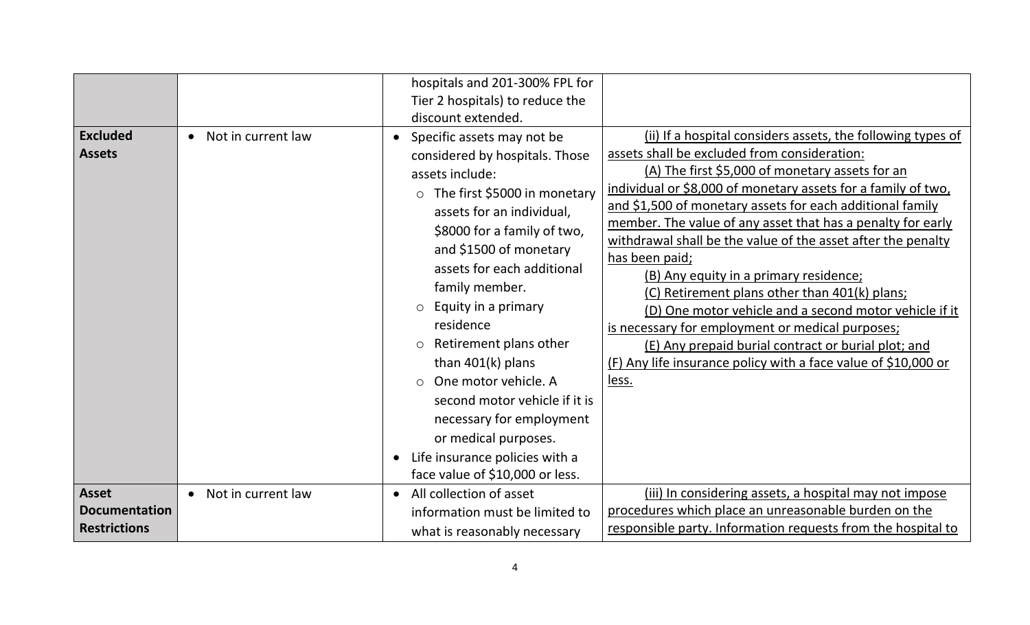| | | | |
|---|---|---|---|
| | | hospitals and 201-300% FPL for Tier 2 hospitals) to reduce the discount extended. | |
| **Excluded Assets** | • Not in current law | • Specific assets may not be considered by hospitals. Those assets include:<br>○ The first $5000 in monetary assets for an individual, $8000 for a family of two, and $1500 of monetary assets for each additional family member.<br>○ Equity in a primary residence<br>○ Retirement plans other than 401(k) plans<br>○ One motor vehicle. A second motor vehicle if it is necessary for employment or medical purposes.<br>• Life insurance policies with a face value of $10,000 or less. | (ii) If a hospital considers assets, the following types of assets shall be excluded from consideration:<br>(A) The first $5,000 of monetary assets for an individual or $8,000 of monetary assets for a family of two, and $1,500 of monetary assets for each additional family member. The value of any asset that has a penalty for early withdrawal shall be the value of the asset after the penalty has been paid;<br>(B) Any equity in a primary residence;<br>(C) Retirement plans other than 401(k) plans;<br>(D) One motor vehicle and a second motor vehicle if it is necessary for employment or medical purposes;<br>(E) Any prepaid burial contract or burial plot; and<br>(F) Any life insurance policy with a face value of $10,000 or less. |
| **Asset Documentation Restrictions** | • Not in current law | • All collection of asset information must be limited to what is reasonably necessary | (iii) In considering assets, a hospital may not impose procedures which place an unreasonable burden on the responsible party. Information requests from the hospital to |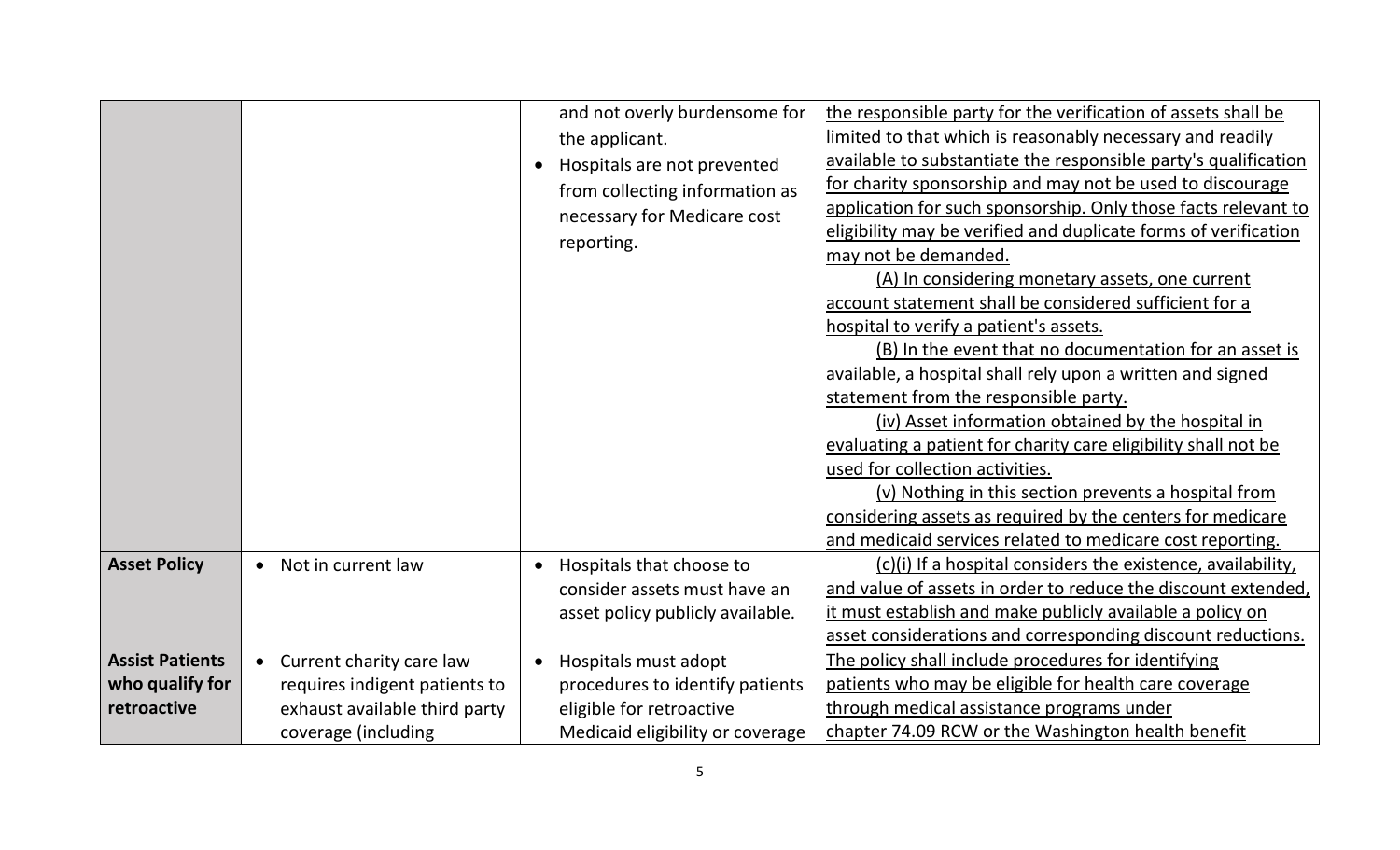| | | | |
|---|---|---|---|
| | | and not overly burdensome for the applicant.<br>• Hospitals are not prevented from collecting information as necessary for Medicare cost reporting. | the responsible party for the verification of assets shall be limited to that which is reasonably necessary and readily available to substantiate the responsible party's qualification for charity sponsorship and may not be used to discourage application for such sponsorship. Only those facts relevant to eligibility may be verified and duplicate forms of verification may not be demanded.<br>(A) In considering monetary assets, one current account statement shall be considered sufficient for a hospital to verify a patient's assets.<br>(B) In the event that no documentation for an asset is available, a hospital shall rely upon a written and signed statement from the responsible party.<br>(iv) Asset information obtained by the hospital in evaluating a patient for charity care eligibility shall not be used for collection activities.<br>(v) Nothing in this section prevents a hospital from considering assets as required by the centers for medicare and medicaid services related to medicare cost reporting. |
| **Asset Policy** | • Not in current law | • Hospitals that choose to consider assets must have an asset policy publicly available. | (c)(i) If a hospital considers the existence, availability, and value of assets in order to reduce the discount extended, it must establish and make publicly available a policy on asset considerations and corresponding discount reductions. |
| **Assist Patients who qualify for retroactive** | • Current charity care law requires indigent patients to exhaust available third party coverage (including | • Hospitals must adopt procedures to identify patients eligible for retroactive Medicaid eligibility or coverage | The policy shall include procedures for identifying patients who may be eligible for health care coverage through medical assistance programs under chapter 74.09 RCW or the Washington health benefit |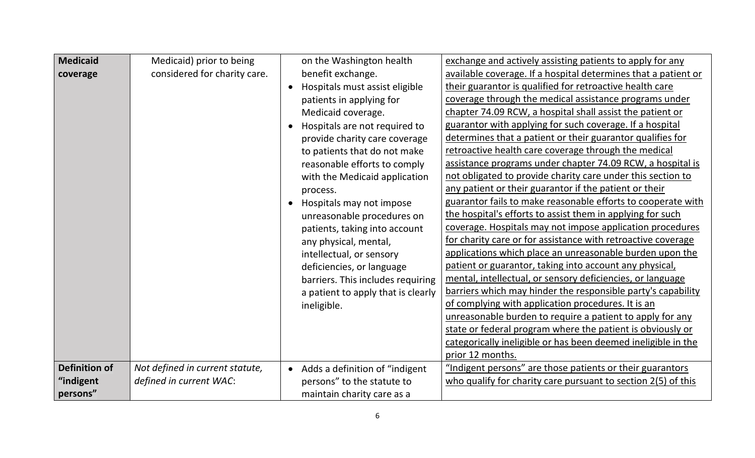| **Medicaid coverage** | Medicaid) prior to being considered for charity care. | on the Washington health benefit exchange.<br>• Hospitals must assist eligible patients in applying for Medicaid coverage.<br>• Hospitals are not required to provide charity care coverage to patients that do not make reasonable efforts to comply with the Medicaid application process.<br>• Hospitals may not impose unreasonable procedures on patients, taking into account any physical, mental, intellectual, or sensory deficiencies, or language barriers. This includes requiring a patient to apply that is clearly ineligible. | exchange and actively assisting patients to apply for any available coverage. If a hospital determines that a patient or their guarantor is qualified for retroactive health care coverage through the medical assistance programs under chapter 74.09 RCW, a hospital shall assist the patient or guarantor with applying for such coverage. If a hospital determines that a patient or their guarantor qualifies for retroactive health care coverage through the medical assistance programs under chapter 74.09 RCW, a hospital is not obligated to provide charity care under this section to any patient or their guarantor if the patient or their guarantor fails to make reasonable efforts to cooperate with the hospital's efforts to assist them in applying for such coverage. Hospitals may not impose application procedures for charity care or for assistance with retroactive coverage applications which place an unreasonable burden upon the patient or guarantor, taking into account any physical, mental, intellectual, or sensory deficiencies, or language barriers which may hinder the responsible party's capability of complying with application procedures. It is an unreasonable burden to require a patient to apply for any state or federal program where the patient is obviously or categorically ineligible or has been deemed ineligible in the prior 12 months. |
|---|---|---|---|
| **Definition of "indigent persons"** | *Not defined in current statute, defined in current WAC*: | • Adds a definition of "indigent persons" to the statute to maintain charity care as a | "Indigent persons" are those patients or their guarantors who qualify for charity care pursuant to section 2(5) of this |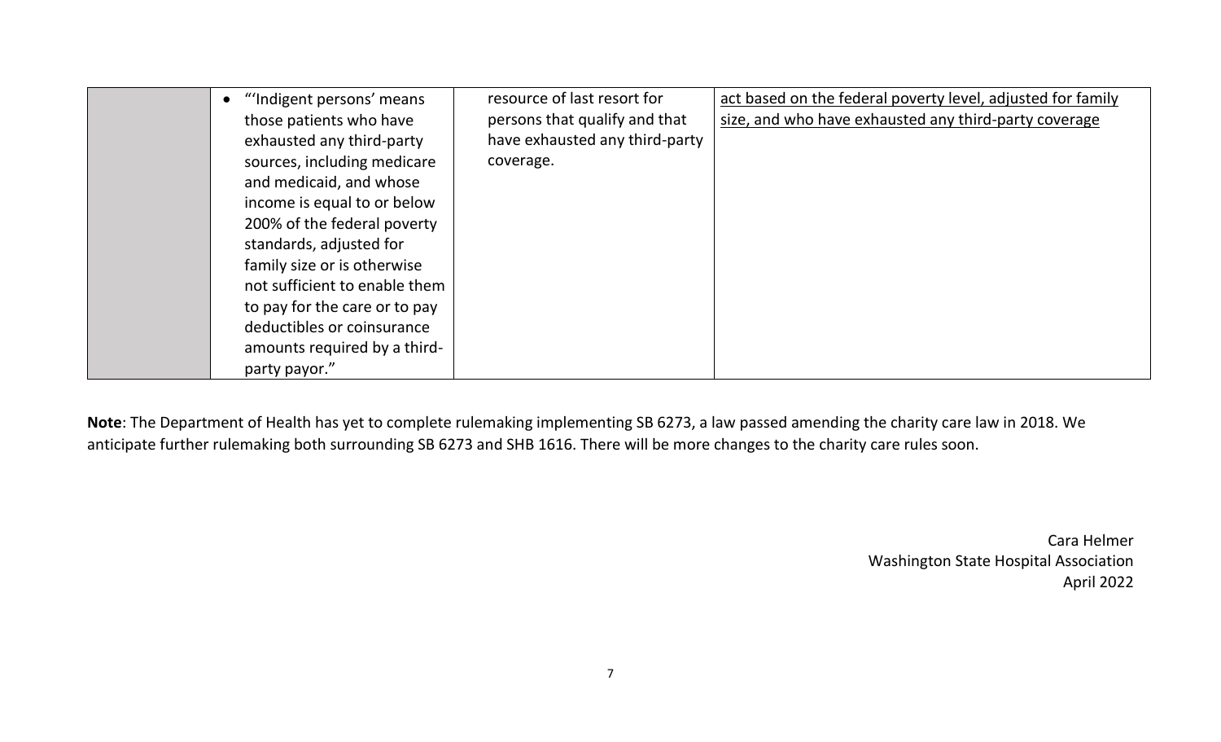| | | | |
|---|---|---|---|
| | • "'Indigent persons' means those patients who have exhausted any third-party sources, including medicare and medicaid, and whose income is equal to or below 200% of the federal poverty standards, adjusted for family size or is otherwise not sufficient to enable them to pay for the care or to pay deductibles or coinsurance amounts required by a third-party payor." | resource of last resort for persons that qualify and that have exhausted any third-party coverage. | act based on the federal poverty level, adjusted for family size, and who have exhausted any third-party coverage |

**Note**: The Department of Health has yet to complete rulemaking implementing SB 6273, a law passed amending the charity care law in 2018. We anticipate further rulemaking both surrounding SB 6273 and SHB 1616. There will be more changes to the charity care rules soon.

Cara Helmer
Washington State Hospital Association
April 2022